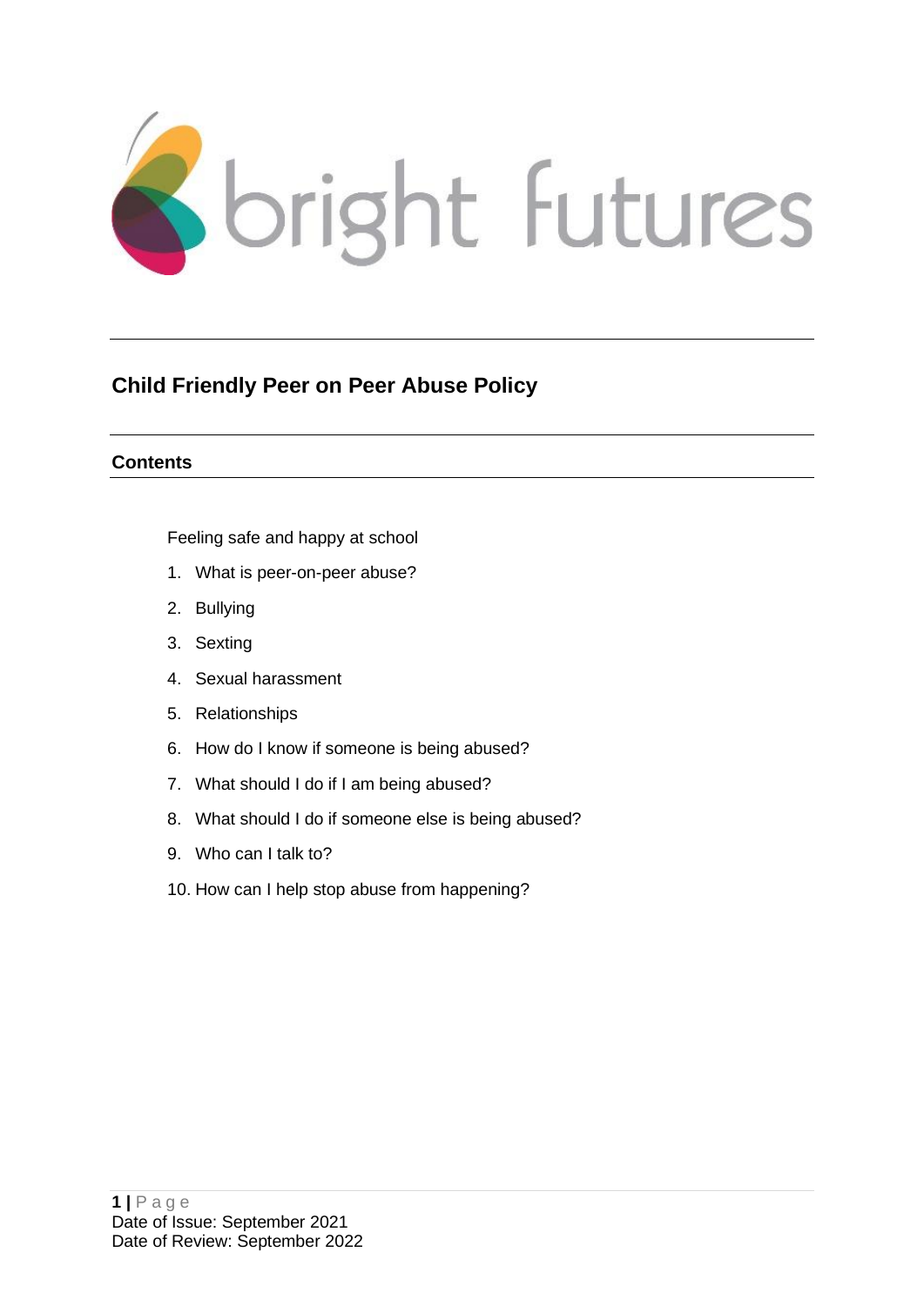bright futures

# Child Friendly Peer on Peer Abuse Policy

## Contents

Feeling safe and happy at school

1. What is peer-on-peer abuse?
2. Bullying
3. Sexting
4. Sexual harassment
5. Relationships
6. How do I know if someone is being abused?
7. What should I do if I am being abused?
8. What should I do if someone else is being abused?
9. Who can I talk to?
10. How can I help stop abuse from happening?

Date of Issue: September 2021
Date of Review: September 2022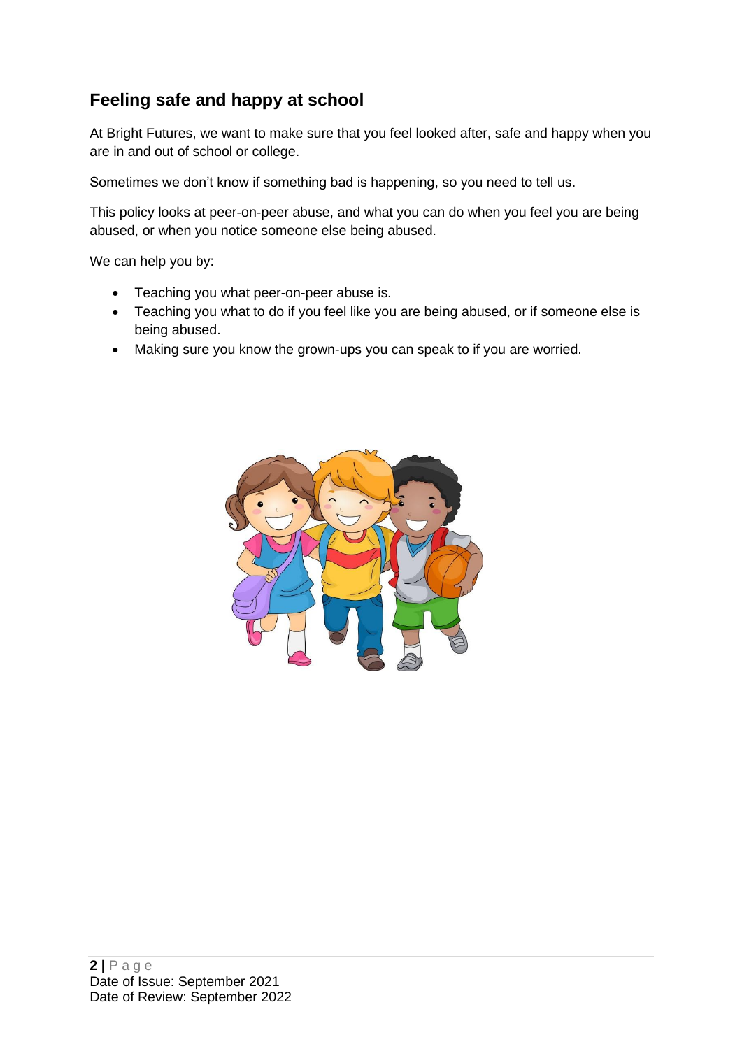## Feeling safe and happy at school

At Bright Futures, we want to make sure that you feel looked after, safe and happy when you are in and out of school or college.

Sometimes we don't know if something bad is happening, so you need to tell us.

This policy looks at peer-on-peer abuse, and what you can do when you feel you are being abused, or when you notice someone else being abused.

We can help you by:

- Teaching you what peer-on-peer abuse is.
- Teaching you what to do if you feel like you are being abused, or if someone else is being abused.
- Making sure you know the grown-ups you can speak to if you are worried.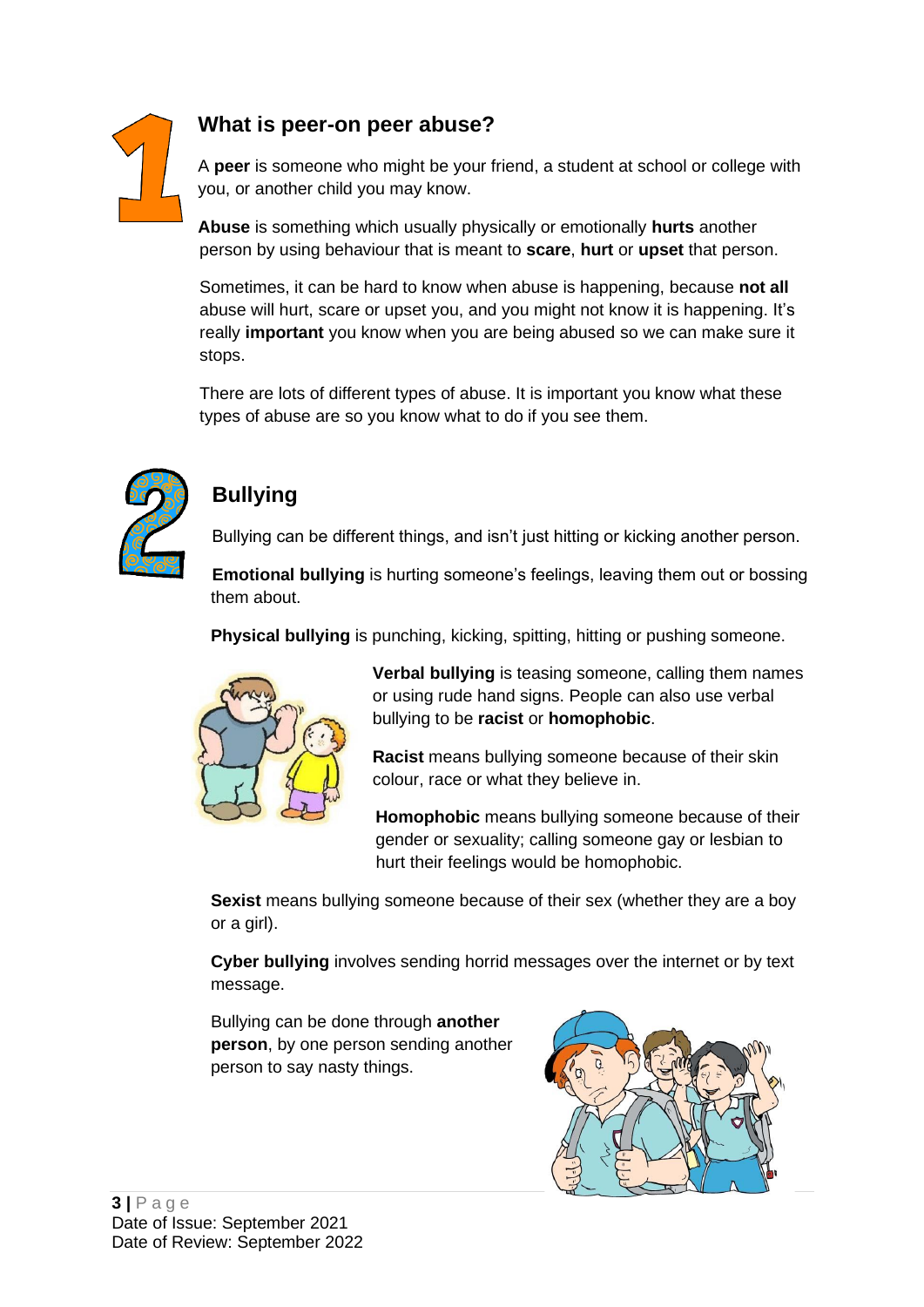## What is peer-on peer abuse?

A **peer** is someone who might be your friend, a student at school or college with you, or another child you may know.

**Abuse** is something which usually physically or emotionally **hurts** another person by using behaviour that is meant to **scare**, **hurt** or **upset** that person.

Sometimes, it can be hard to know when abuse is happening, because **not all** abuse will hurt, scare or upset you, and you might not know it is happening. It's really **important** you know when you are being abused so we can make sure it stops.

There are lots of different types of abuse. It is important you know what these types of abuse are so you know what to do if you see them.

## Bullying

Bullying can be different things, and isn't just hitting or kicking another person.

**Emotional bullying** is hurting someone's feelings, leaving them out or bossing them about.

**Physical bullying** is punching, kicking, spitting, hitting or pushing someone.

**Verbal bullying** is teasing someone, calling them names or using rude hand signs. People can also use verbal bullying to be **racist** or **homophobic**.

**Racist** means bullying someone because of their skin colour, race or what they believe in.

**Homophobic** means bullying someone because of their gender or sexuality; calling someone gay or lesbian to hurt their feelings would be homophobic.

**Sexist** means bullying someone because of their sex (whether they are a boy or a girl).

**Cyber bullying** involves sending horrid messages over the internet or by text message.

Bullying can be done through **another person**, by one person sending another person to say nasty things.

Date of Issue: September 2021
Date of Review: September 2022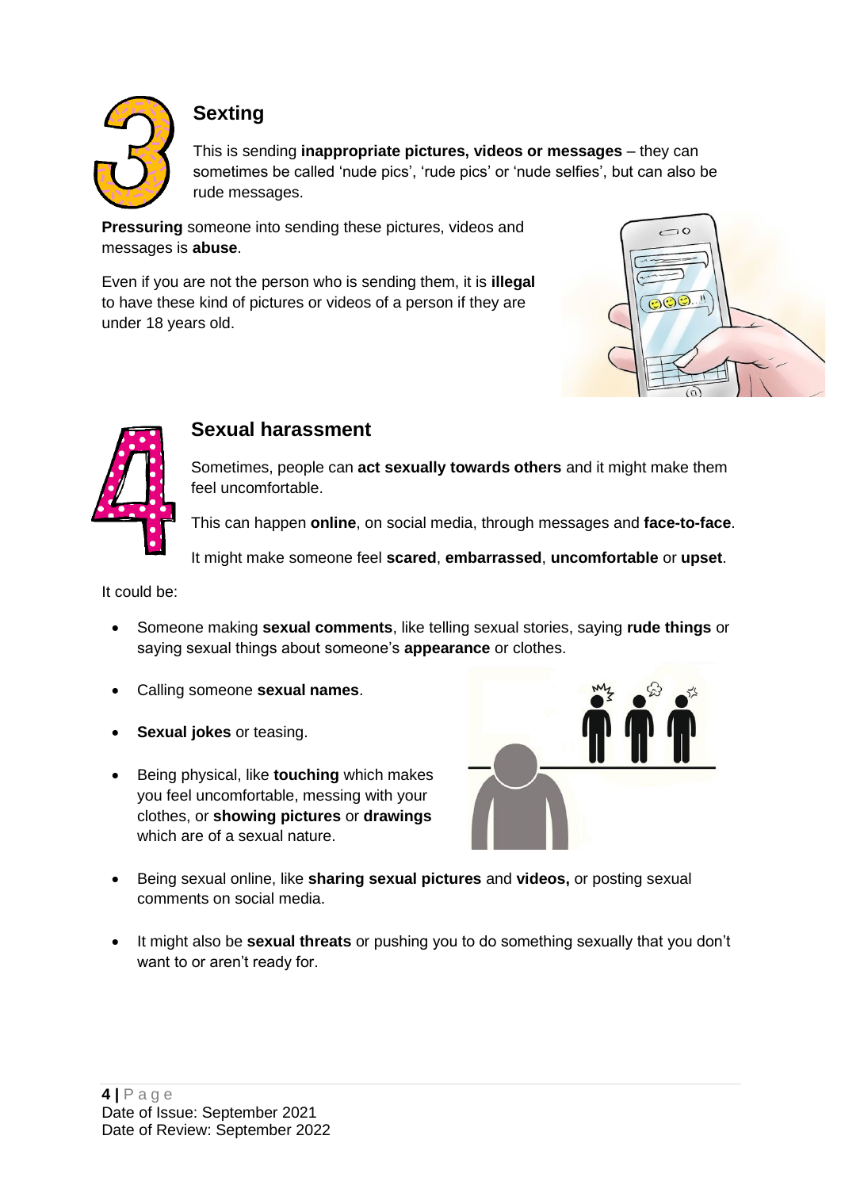## 3 Sexting

This is sending **inappropriate pictures, videos or messages** – they can sometimes be called 'nude pics', 'rude pics' or 'nude selfies', but can also be rude messages.

**Pressuring** someone into sending these pictures, videos and messages is **abuse**.

Even if you are not the person who is sending them, it is **illegal** to have these kind of pictures or videos of a person if they are under 18 years old.

## 4 Sexual harassment

Sometimes, people can **act sexually towards others** and it might make them feel uncomfortable.

This can happen **online**, on social media, through messages and **face-to-face**.

It might make someone feel **scared**, **embarrassed**, **uncomfortable** or **upset**.

It could be:

- Someone making **sexual comments**, like telling sexual stories, saying **rude things** or saying sexual things about someone's **appearance** or clothes.
- Calling someone **sexual names**.
- **Sexual jokes** or teasing.
- Being physical, like **touching** which makes you feel uncomfortable, messing with your clothes, or **showing pictures** or **drawings** which are of a sexual nature.
- Being sexual online, like **sharing sexual pictures** and **videos,** or posting sexual comments on social media.
- It might also be **sexual threats** or pushing you to do something sexually that you don't want to or aren't ready for.

Date of Issue: September 2021
Date of Review: September 2022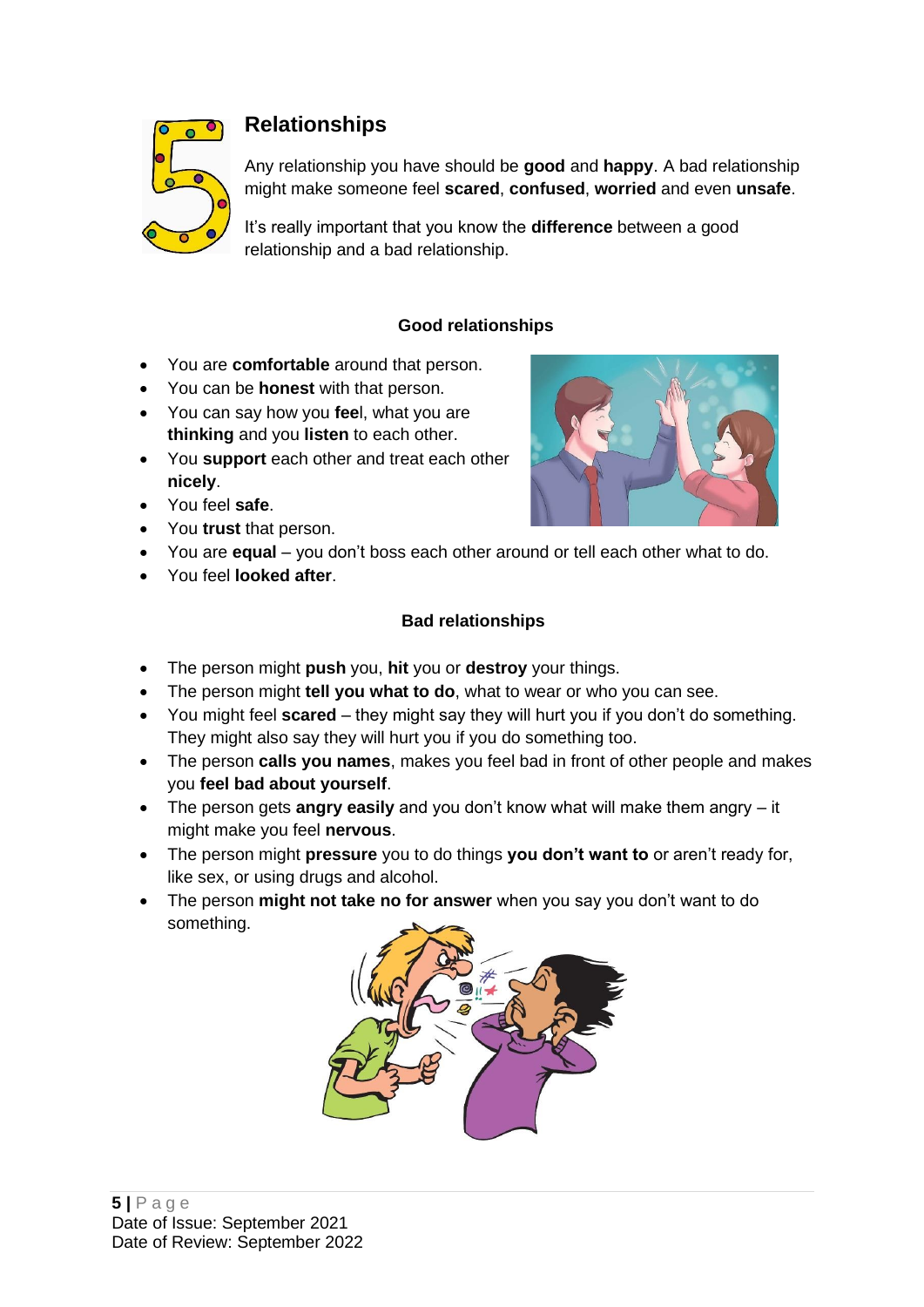## 5 Relationships

Any relationship you have should be **good** and **happy**. A bad relationship might make someone feel **scared**, **confused**, **worried** and even **unsafe**.

It's really important that you know the **difference** between a good relationship and a bad relationship.

### Good relationships

- You are **comfortable** around that person.
- You can be **honest** with that person.
- You can say how you **fee**l, what you are **thinking** and you **listen** to each other.
- You **support** each other and treat each other **nicely**.
- You feel **safe**.
- You **trust** that person.
- You are **equal** – you don't boss each other around or tell each other what to do.
- You feel **looked after**.

### Bad relationships

- The person might **push** you, **hit** you or **destroy** your things.
- The person might **tell you what to do**, what to wear or who you can see.
- You might feel **scared** – they might say they will hurt you if you don't do something. They might also say they will hurt you if you do something too.
- The person **calls you names**, makes you feel bad in front of other people and makes you **feel bad about yourself**.
- The person gets **angry easily** and you don't know what will make them angry – it might make you feel **nervous**.
- The person might **pressure** you to do things **you don't want to** or aren't ready for, like sex, or using drugs and alcohol.
- The person **might not take no for answer** when you say you don't want to do something.

Date of Issue: September 2021
Date of Review: September 2022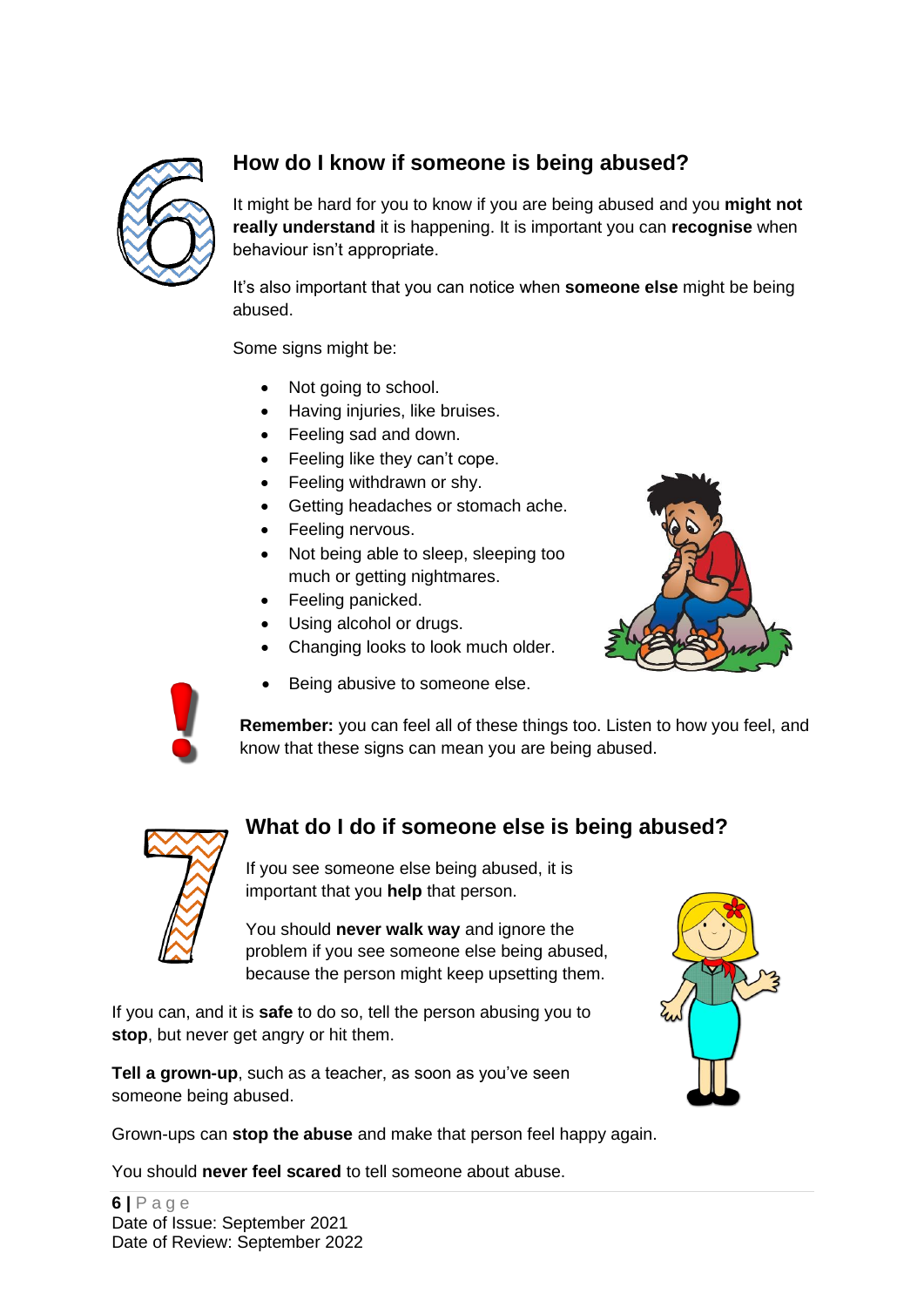## How do I know if someone is being abused?

It might be hard for you to know if you are being abused and you **might not really understand** it is happening. It is important you can **recognise** when behaviour isn't appropriate.

It's also important that you can notice when **someone else** might be being abused.

Some signs might be:

- Not going to school.
- Having injuries, like bruises.
- Feeling sad and down.
- Feeling like they can't cope.
- Feeling withdrawn or shy.
- Getting headaches or stomach ache.
- Feeling nervous.
- Not being able to sleep, sleeping too much or getting nightmares.
- Feeling panicked.
- Using alcohol or drugs.
- Changing looks to look much older.
- Being abusive to someone else.

**Remember:** you can feel all of these things too. Listen to how you feel, and know that these signs can mean you are being abused.

## What do I do if someone else is being abused?

If you see someone else being abused, it is important that you **help** that person.

You should **never walk way** and ignore the problem if you see someone else being abused, because the person might keep upsetting them.

If you can, and it is **safe** to do so, tell the person abusing you to **stop**, but never get angry or hit them.

**Tell a grown-up**, such as a teacher, as soon as you've seen someone being abused.

Grown-ups can **stop the abuse** and make that person feel happy again.

You should **never feel scared** to tell someone about abuse.

Date of Issue: September 2021
Date of Review: September 2022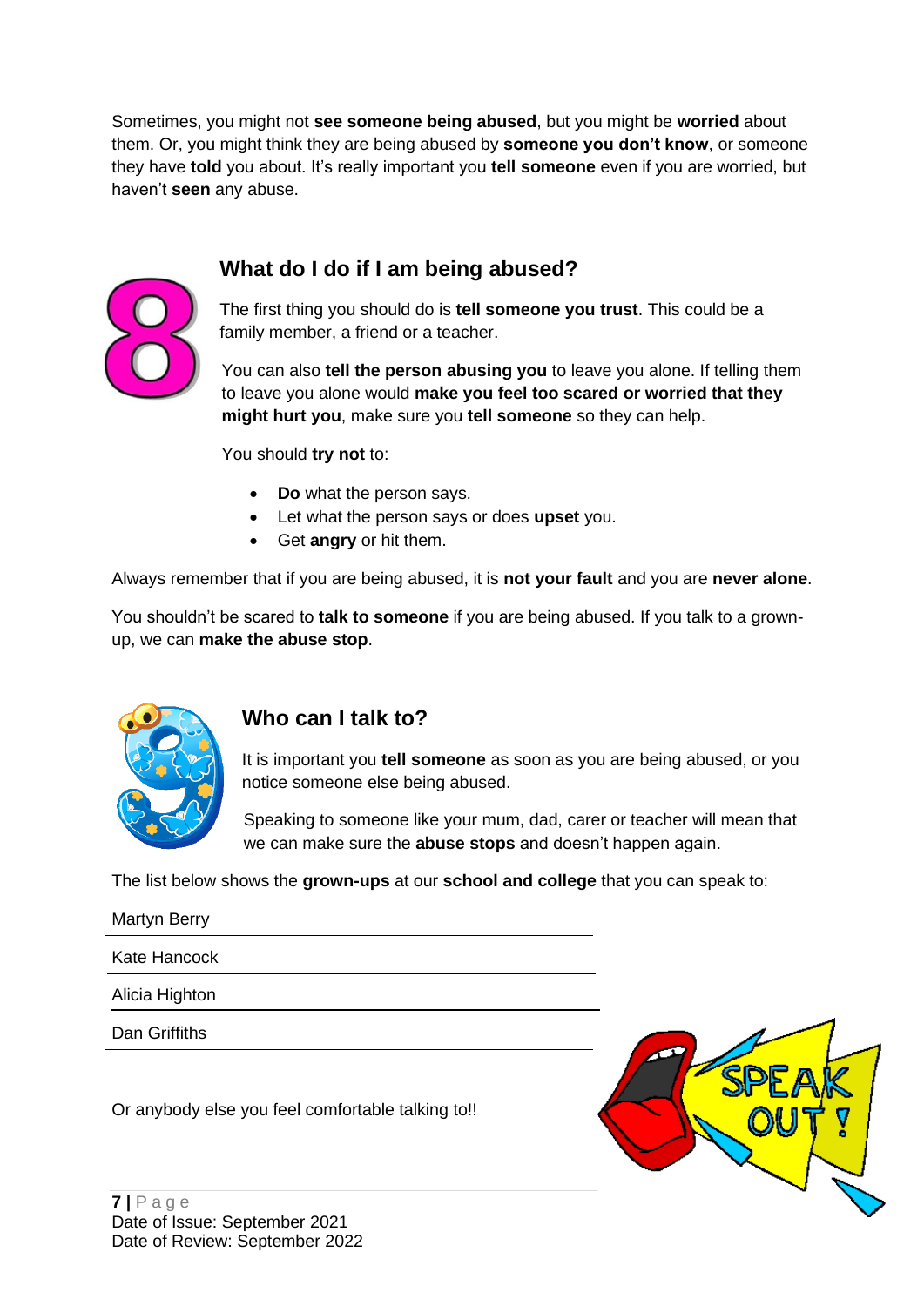Sometimes, you might not **see someone being abused**, but you might be **worried** about them. Or, you might think they are being abused by **someone you don't know**, or someone they have **told** you about. It's really important you **tell someone** even if you are worried, but haven't **seen** any abuse.

## 8. What do I do if I am being abused?

The first thing you should do is **tell someone you trust**. This could be a family member, a friend or a teacher.

You can also **tell the person abusing you** to leave you alone. If telling them to leave you alone would **make you feel too scared or worried that they might hurt you**, make sure you **tell someone** so they can help.

You should **try not** to:

- **Do** what the person says.
- Let what the person says or does **upset** you.
- Get **angry** or hit them.

Always remember that if you are being abused, it is **not your fault** and you are **never alone**.

You shouldn't be scared to **talk to someone** if you are being abused. If you talk to a grown-up, we can **make the abuse stop**.

## 9. Who can I talk to?

It is important you **tell someone** as soon as you are being abused, or you notice someone else being abused.

Speaking to someone like your mum, dad, carer or teacher will mean that we can make sure the **abuse stops** and doesn't happen again.

The list below shows the **grown-ups** at our **school and college** that you can speak to:

Martyn Berry

Kate Hancock

Alicia Highton

Dan Griffiths

Or anybody else you feel comfortable talking to!!

Date of Issue: September 2021
Date of Review: September 2022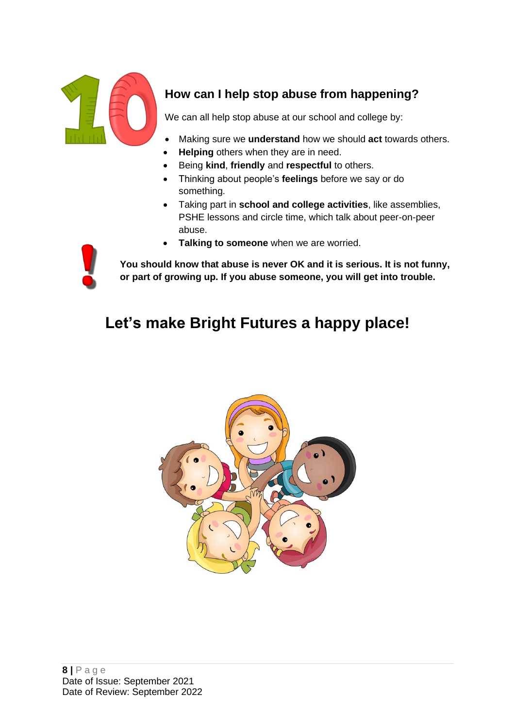## How can I help stop abuse from happening?

We can all help stop abuse at our school and college by:

- Making sure we **understand** how we should **act** towards others.
- **Helping** others when they are in need.
- Being **kind**, **friendly** and **respectful** to others.
- Thinking about people's **feelings** before we say or do something.
- Taking part in **school and college activities**, like assemblies, PSHE lessons and circle time, which talk about peer-on-peer abuse.
- **Talking to someone** when we are worried.

**You should know that abuse is never OK and it is serious. It is not funny, or part of growing up. If you abuse someone, you will get into trouble.**

# Let's make Bright Futures a happy place!

Date of Issue: September 2021
Date of Review: September 2022